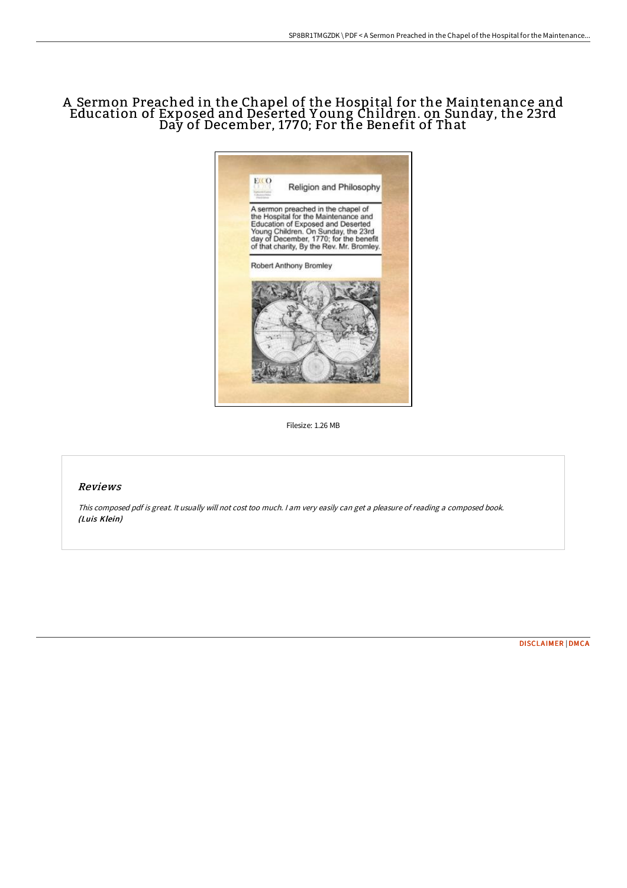# A Sermon Preached in the Chapel of the Hospital for the Maintenance and Education of Exposed and Deserted Young Children. on Sunday, the 23rd Day of December, 1770; For the Benefit of That

Religion and Philosophy

A sermon preached in the chapel of the Hospital for the Maintenance and Education of Exposed and Deserted Young Children. On Sunday, the 23rd day of December, 1770; for the benefit of that charity, By the Rev. Mr. Bromley.

Robert Anthony Bromley

Filesize: 1.26 MB

## Reviews

*This composed pdf is great. It usually will not cost too much. I am very easily can get a pleasure of reading a composed book.* *(Luis Klein)*

DISCLAIMER | DMCA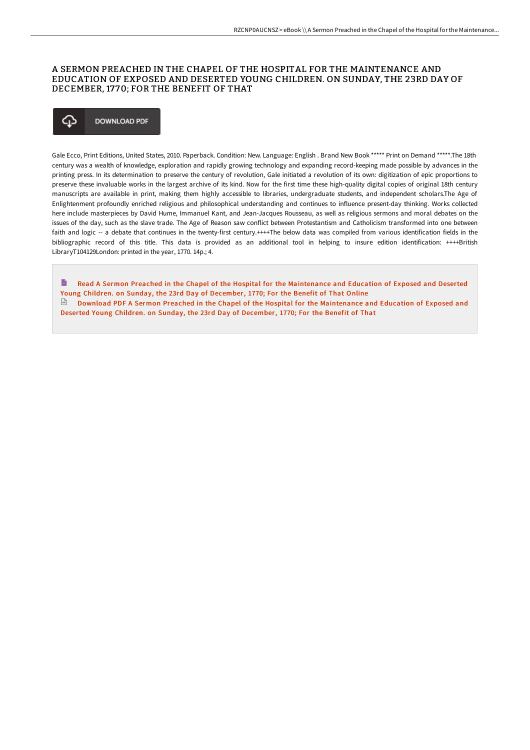# A SERMON PREACHED IN THE CHAPEL OF THE HOSPITAL FOR THE MAINTENANCE AND EDUCATION OF EXPOSED AND DESERTED YOUNG CHILDREN. ON SUNDAY, THE 23RD DAY OF DECEMBER, 1770; FOR THE BENEFIT OF THAT

DOWNLOAD PDF

Gale Ecco, Print Editions, United States, 2010. Paperback. Condition: New. Language: English . Brand New Book ***** Print on Demand *****.The 18th century was a wealth of knowledge, exploration and rapidly growing technology and expanding record-keeping made possible by advances in the printing press. In its determination to preserve the century of revolution, Gale initiated a revolution of its own: digitization of epic proportions to preserve these invaluable works in the largest archive of its kind. Now for the first time these high-quality digital copies of original 18th century manuscripts are available in print, making them highly accessible to libraries, undergraduate students, and independent scholars.The Age of Enlightenment profoundly enriched religious and philosophical understanding and continues to influence present-day thinking. Works collected here include masterpieces by David Hume, Immanuel Kant, and Jean-Jacques Rousseau, as well as religious sermons and moral debates on the issues of the day, such as the slave trade. The Age of Reason saw conflict between Protestantism and Catholicism transformed into one between faith and logic -- a debate that continues in the twenty-first century.++++The below data was compiled from various identification fields in the bibliographic record of this title. This data is provided as an additional tool in helping to insure edition identification: ++++British LibraryT104129London: printed in the year, 1770. 14p.; 4.

Read A Sermon Preached in the Chapel of the Hospital for the Maintenance and Education of Exposed and Deserted Young Children. on Sunday, the 23rd Day of December, 1770; For the Benefit of That Online

Download PDF A Sermon Preached in the Chapel of the Hospital for the Maintenance and Education of Exposed and Deserted Young Children. on Sunday, the 23rd Day of December, 1770; For the Benefit of That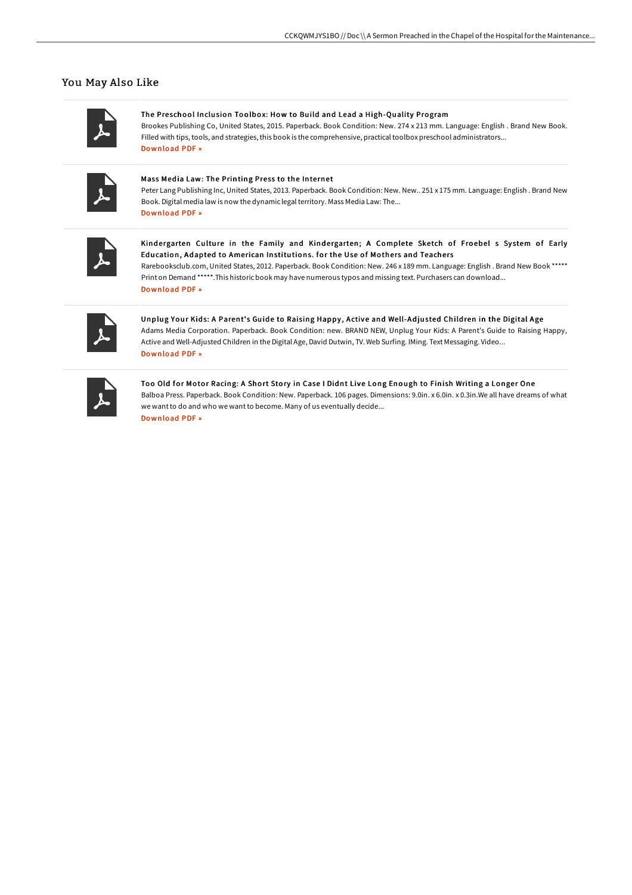## You May Also Like

**The Preschool Inclusion Toolbox: How to Build and Lead a High-Quality Program**

Brookes Publishing Co, United States, 2015. Paperback. Book Condition: New. 274 x 213 mm. Language: English . Brand New Book. Filled with tips, tools, and strategies, this book is the comprehensive, practical toolbox preschool administrators...

Download PDF »

**Mass Media Law: The Printing Press to the Internet**

Peter Lang Publishing Inc, United States, 2013. Paperback. Book Condition: New. New.. 251 x 175 mm. Language: English . Brand New Book. Digital media law is now the dynamic legal territory. Mass Media Law: The...

Download PDF »

**Kindergarten Culture in the Family and Kindergarten; A Complete Sketch of Froebel s System of Early Education, Adapted to American Institutions. for the Use of Mothers and Teachers**

Rarebooksclub.com, United States, 2012. Paperback. Book Condition: New. 246 x 189 mm. Language: English . Brand New Book ***** Print on Demand *****.This historic book may have numerous typos and missing text. Purchasers can download...

Download PDF »

**Unplug Your Kids: A Parent's Guide to Raising Happy, Active and Well-Adjusted Children in the Digital Age**

Adams Media Corporation. Paperback. Book Condition: new. BRAND NEW, Unplug Your Kids: A Parent's Guide to Raising Happy, Active and Well-Adjusted Children in the Digital Age, David Dutwin, TV. Web Surfing. IMing. Text Messaging. Video...

Download PDF »

**Too Old for Motor Racing: A Short Story in Case I Didnt Live Long Enough to Finish Writing a Longer One**

Balboa Press. Paperback. Book Condition: New. Paperback. 106 pages. Dimensions: 9.0in. x 6.0in. x 0.3in.We all have dreams of what we want to do and who we want to become. Many of us eventually decide...

Download PDF »